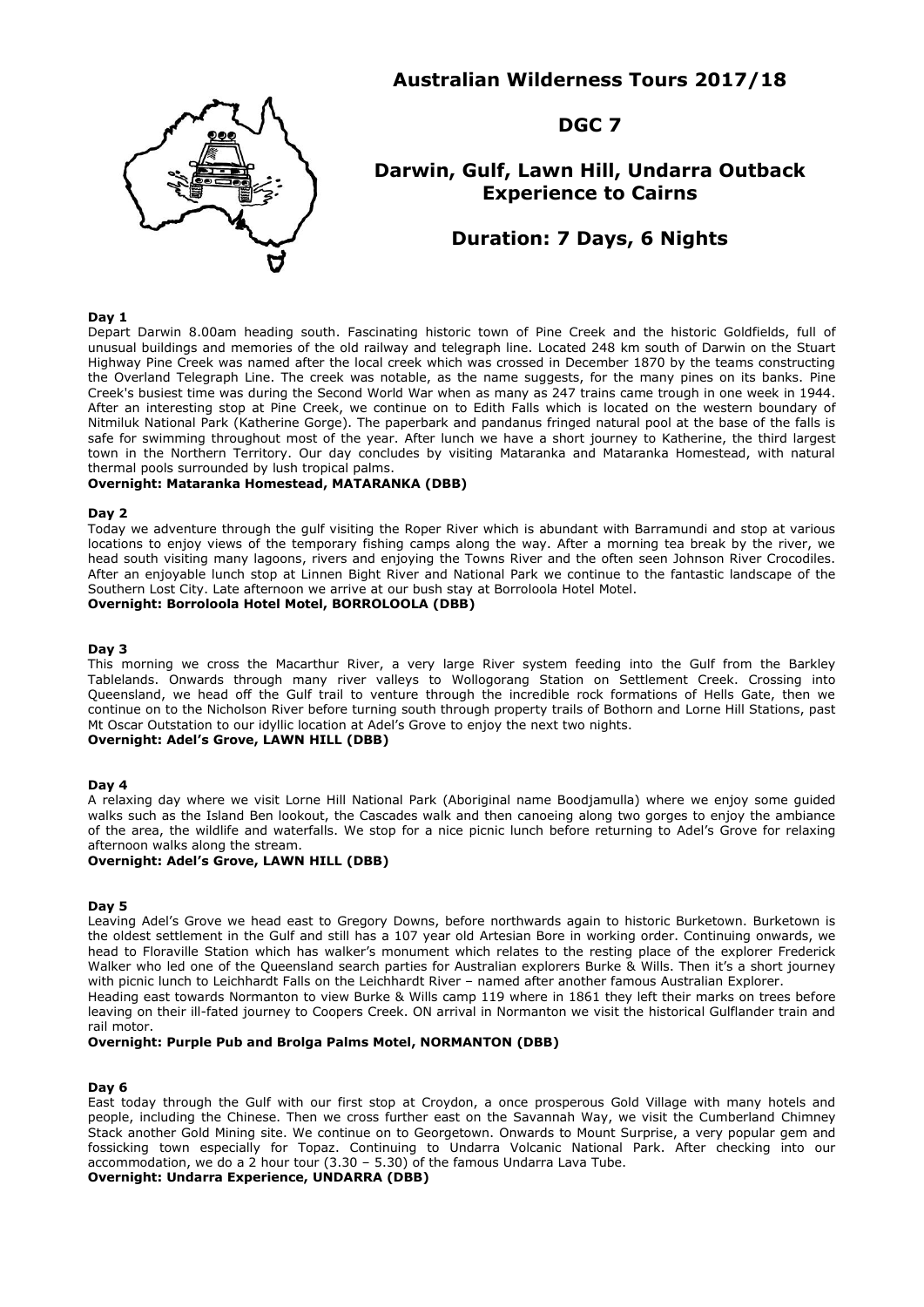# Australian Wilderness Tours 2017/18

## DGC 7

## Darwin, Gulf, Lawn Hill, Undarra Outback Experience to Cairns

## Duration: 7 Days, 6 Nights

**Day 1**

Depart Darwin 8.00am heading south. Fascinating historic town of Pine Creek and the historic Goldfields, full of unusual buildings and memories of the old railway and telegraph line. Located 248 km south of Darwin on the Stuart Highway Pine Creek was named after the local creek which was crossed in December 1870 by the teams constructing the Overland Telegraph Line. The creek was notable, as the name suggests, for the many pines on its banks. Pine Creek's busiest time was during the Second World War when as many as 247 trains came trough in one week in 1944. After an interesting stop at Pine Creek, we continue on to Edith Falls which is located on the western boundary of Nitmiluk National Park (Katherine Gorge). The paperbark and pandanus fringed natural pool at the base of the falls is safe for swimming throughout most of the year. After lunch we have a short journey to Katherine, the third largest town in the Northern Territory. Our day concludes by visiting Mataranka and Mataranka Homestead, with natural thermal pools surrounded by lush tropical palms.

**Overnight: Mataranka Homestead, MATARANKA (DBB)**

**Day 2**

Today we adventure through the gulf visiting the Roper River which is abundant with Barramundi and stop at various locations to enjoy views of the temporary fishing camps along the way. After a morning tea break by the river, we head south visiting many lagoons, rivers and enjoying the Towns River and the often seen Johnson River Crocodiles. After an enjoyable lunch stop at Linnen Bight River and National Park we continue to the fantastic landscape of the Southern Lost City. Late afternoon we arrive at our bush stay at Borroloola Hotel Motel.

**Overnight: Borroloola Hotel Motel, BORROLOOLA (DBB)**

**Day 3**

This morning we cross the Macarthur River, a very large River system feeding into the Gulf from the Barkley Tablelands. Onwards through many river valleys to Wollogorang Station on Settlement Creek. Crossing into Queensland, we head off the Gulf trail to venture through the incredible rock formations of Hells Gate, then we continue on to the Nicholson River before turning south through property trails of Bothorn and Lorne Hill Stations, past Mt Oscar Outstation to our idyllic location at Adel's Grove to enjoy the next two nights.

**Overnight: Adel's Grove, LAWN HILL (DBB)**

**Day 4**

A relaxing day where we visit Lorne Hill National Park (Aboriginal name Boodjamulla) where we enjoy some guided walks such as the Island Ben lookout, the Cascades walk and then canoeing along two gorges to enjoy the ambiance of the area, the wildlife and waterfalls. We stop for a nice picnic lunch before returning to Adel's Grove for relaxing afternoon walks along the stream.

**Overnight: Adel's Grove, LAWN HILL (DBB)**

**Day 5**

Leaving Adel's Grove we head east to Gregory Downs, before northwards again to historic Burketown. Burketown is the oldest settlement in the Gulf and still has a 107 year old Artesian Bore in working order. Continuing onwards, we head to Floraville Station which has walker's monument which relates to the resting place of the explorer Frederick Walker who led one of the Queensland search parties for Australian explorers Burke & Wills. Then it's a short journey with picnic lunch to Leichhardt Falls on the Leichhardt River – named after another famous Australian Explorer.

Heading east towards Normanton to view Burke & Wills camp 119 where in 1861 they left their marks on trees before leaving on their ill-fated journey to Coopers Creek. ON arrival in Normanton we visit the historical Gulflander train and rail motor.

**Overnight: Purple Pub and Brolga Palms Motel, NORMANTON (DBB)**

**Day 6**

East today through the Gulf with our first stop at Croydon, a once prosperous Gold Village with many hotels and people, including the Chinese. Then we cross further east on the Savannah Way, we visit the Cumberland Chimney Stack another Gold Mining site. We continue on to Georgetown. Onwards to Mount Surprise, a very popular gem and fossicking town especially for Topaz. Continuing to Undarra Volcanic National Park. After checking into our accommodation, we do a 2 hour tour (3.30 – 5.30) of the famous Undarra Lava Tube.

**Overnight: Undarra Experience, UNDARRA (DBB)**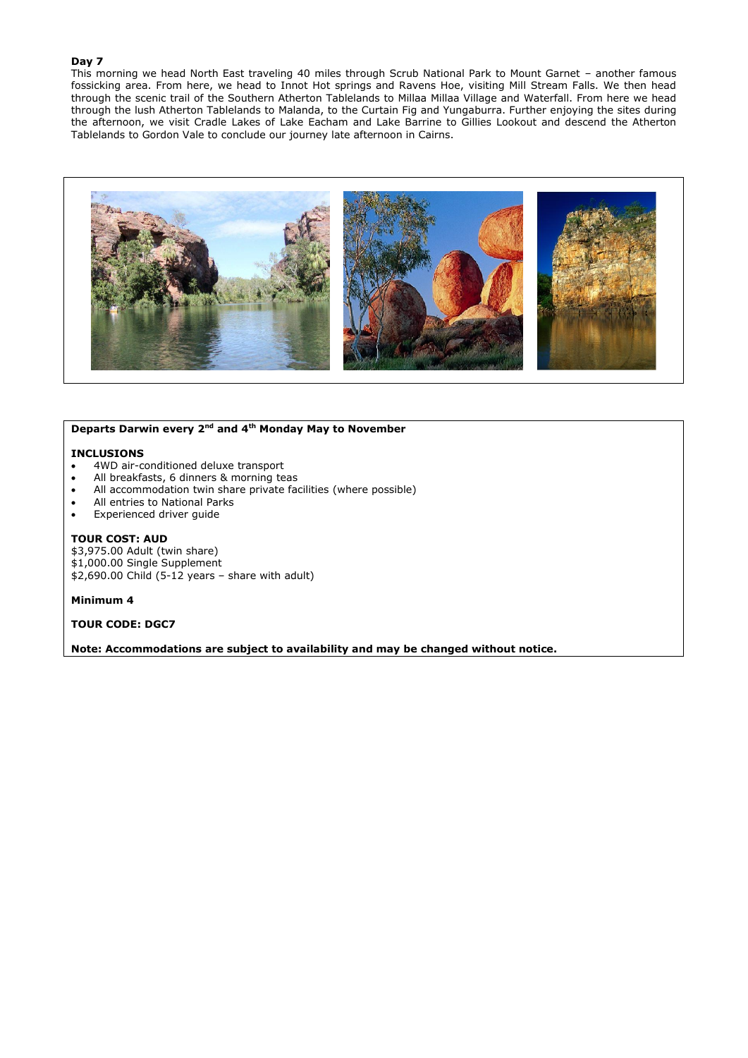**Day 7**

This morning we head North East traveling 40 miles through Scrub National Park to Mount Garnet – another famous fossicking area. From here, we head to Innot Hot springs and Ravens Hoe, visiting Mill Stream Falls. We then head through the scenic trail of the Southern Atherton Tablelands to Millaa Millaa Village and Waterfall. From here we head through the lush Atherton Tablelands to Malanda, to the Curtain Fig and Yungaburra. Further enjoying the sites during the afternoon, we visit Cradle Lakes of Lake Eacham and Lake Barrine to Gillies Lookout and descend the Atherton Tablelands to Gordon Vale to conclude our journey late afternoon in Cairns.

**Departs Darwin every 2nd and 4th Monday May to November**

**INCLUSIONS**

- 4WD air-conditioned deluxe transport
- All breakfasts, 6 dinners & morning teas
- All accommodation twin share private facilities (where possible)
- All entries to National Parks
- Experienced driver guide

**TOUR COST: AUD**

$3,975.00 Adult (twin share)
$1,000.00 Single Supplement
$2,690.00 Child (5-12 years – share with adult)

**Minimum 4**

**TOUR CODE: DGC7**

**Note: Accommodations are subject to availability and may be changed without notice.**